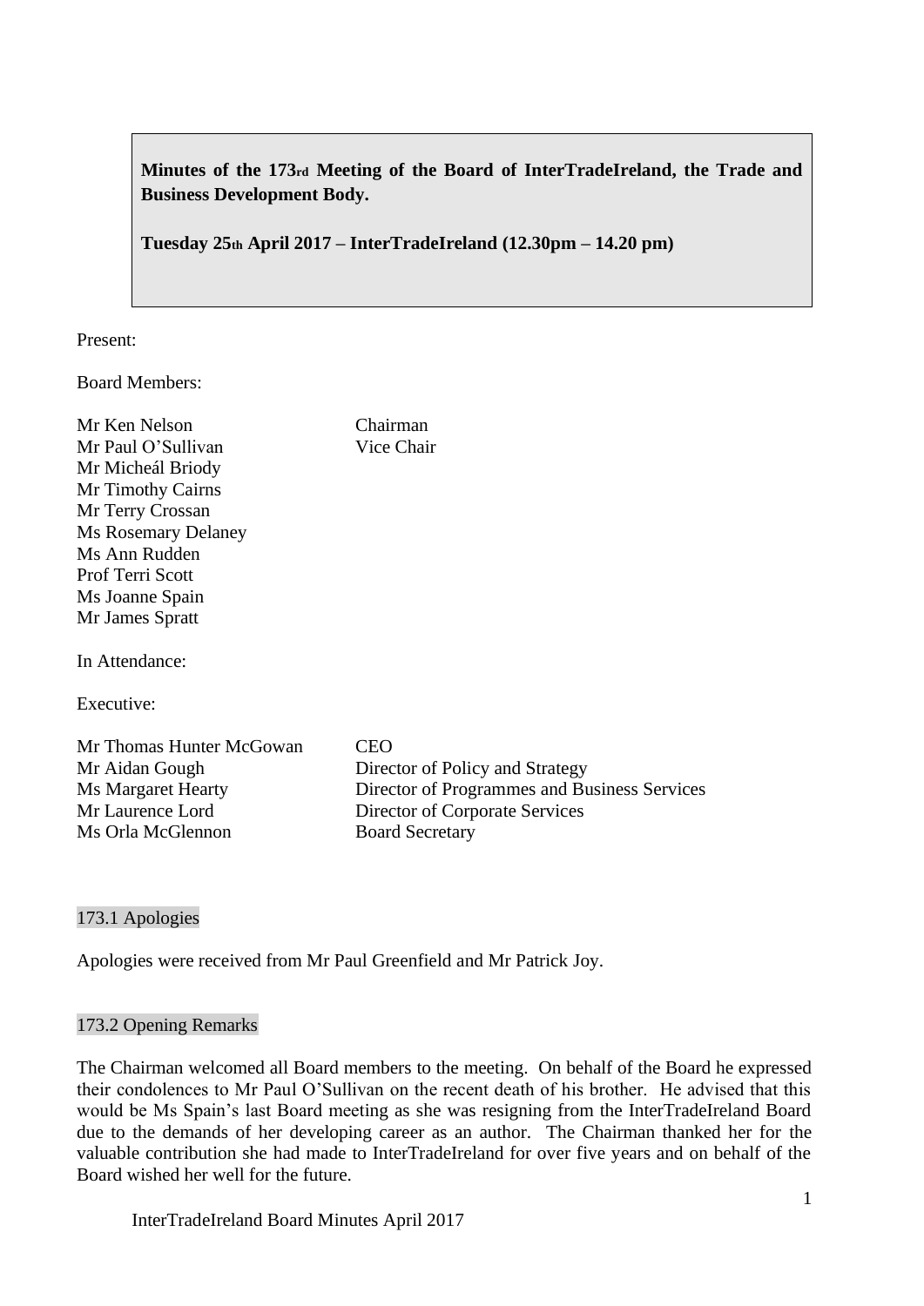**Minutes of the 173rd Meeting of the Board of InterTradeIreland, the Trade and Business Development Body.**

**Tuesday 25th April 2017 – InterTradeIreland (12.30pm – 14.20 pm)**

Present:

Board Members:

| | |
|---|---|
| Mr Ken Nelson | Chairman |
| Mr Paul O'Sullivan | Vice Chair |
| Mr Micheál Briody | |
| Mr Timothy Cairns | |
| Mr Terry Crossan | |
| Ms Rosemary Delaney | |
| Ms Ann Rudden | |
| Prof Terri Scott | |
| Ms Joanne Spain | |
| Mr James Spratt | |

In Attendance:

Executive:

| | |
|---|---|
| Mr Thomas Hunter McGowan | CEO |
| Mr Aidan Gough | Director of Policy and Strategy |
| Ms Margaret Hearty | Director of Programmes and Business Services |
| Mr Laurence Lord | Director of Corporate Services |
| Ms Orla McGlennon | Board Secretary |

## 173.1 Apologies

Apologies were received from Mr Paul Greenfield and Mr Patrick Joy.

## 173.2 Opening Remarks

The Chairman welcomed all Board members to the meeting. On behalf of the Board he expressed their condolences to Mr Paul O'Sullivan on the recent death of his brother. He advised that this would be Ms Spain's last Board meeting as she was resigning from the InterTradeIreland Board due to the demands of her developing career as an author. The Chairman thanked her for the valuable contribution she had made to InterTradeIreland for over five years and on behalf of the Board wished her well for the future.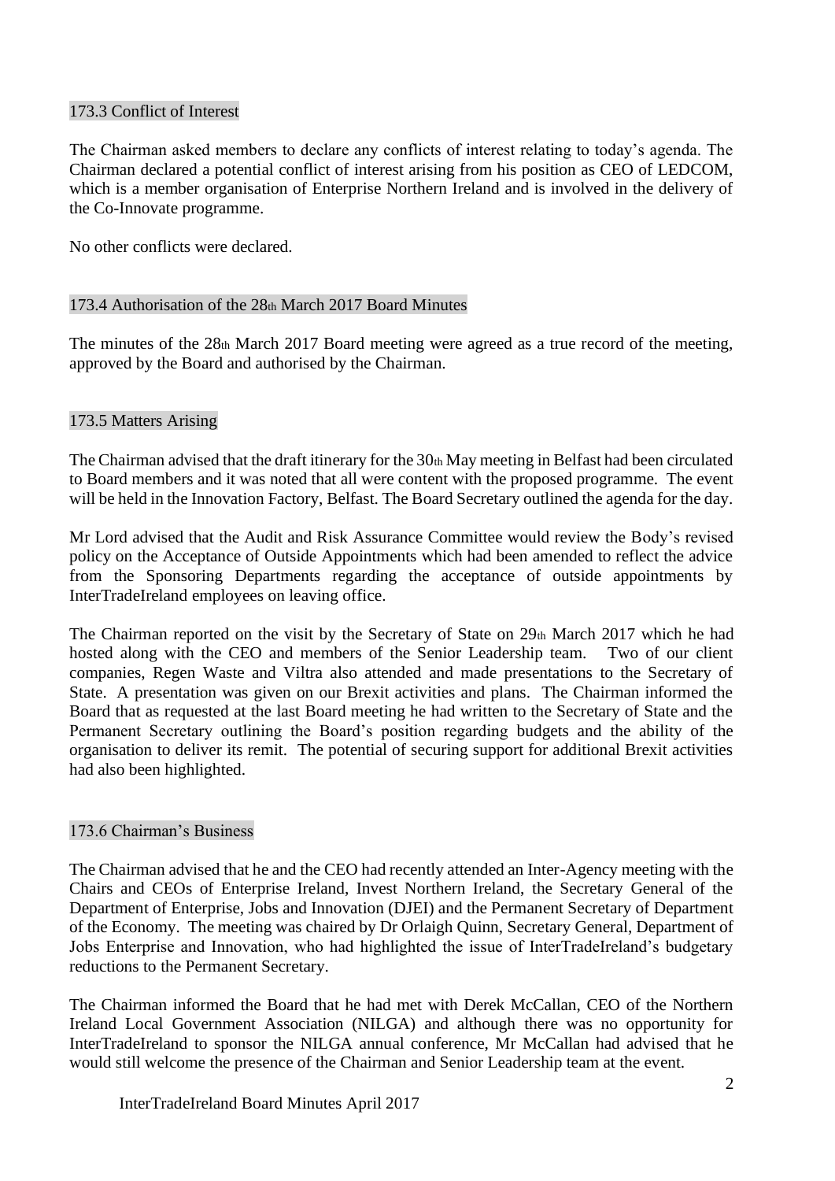### 173.3 Conflict of Interest

The Chairman asked members to declare any conflicts of interest relating to today's agenda. The Chairman declared a potential conflict of interest arising from his position as CEO of LEDCOM, which is a member organisation of Enterprise Northern Ireland and is involved in the delivery of the Co-Innovate programme.

No other conflicts were declared.

### 173.4 Authorisation of the 28th March 2017 Board Minutes

The minutes of the 28th March 2017 Board meeting were agreed as a true record of the meeting, approved by the Board and authorised by the Chairman.

### 173.5 Matters Arising

The Chairman advised that the draft itinerary for the 30th May meeting in Belfast had been circulated to Board members and it was noted that all were content with the proposed programme. The event will be held in the Innovation Factory, Belfast. The Board Secretary outlined the agenda for the day.

Mr Lord advised that the Audit and Risk Assurance Committee would review the Body's revised policy on the Acceptance of Outside Appointments which had been amended to reflect the advice from the Sponsoring Departments regarding the acceptance of outside appointments by InterTradeIreland employees on leaving office.

The Chairman reported on the visit by the Secretary of State on 29th March 2017 which he had hosted along with the CEO and members of the Senior Leadership team. Two of our client companies, Regen Waste and Viltra also attended and made presentations to the Secretary of State. A presentation was given on our Brexit activities and plans. The Chairman informed the Board that as requested at the last Board meeting he had written to the Secretary of State and the Permanent Secretary outlining the Board's position regarding budgets and the ability of the organisation to deliver its remit. The potential of securing support for additional Brexit activities had also been highlighted.

### 173.6 Chairman's Business

The Chairman advised that he and the CEO had recently attended an Inter-Agency meeting with the Chairs and CEOs of Enterprise Ireland, Invest Northern Ireland, the Secretary General of the Department of Enterprise, Jobs and Innovation (DJEI) and the Permanent Secretary of Department of the Economy. The meeting was chaired by Dr Orlaigh Quinn, Secretary General, Department of Jobs Enterprise and Innovation, who had highlighted the issue of InterTradeIreland's budgetary reductions to the Permanent Secretary.

The Chairman informed the Board that he had met with Derek McCallan, CEO of the Northern Ireland Local Government Association (NILGA) and although there was no opportunity for InterTradeIreland to sponsor the NILGA annual conference, Mr McCallan had advised that he would still welcome the presence of the Chairman and Senior Leadership team at the event.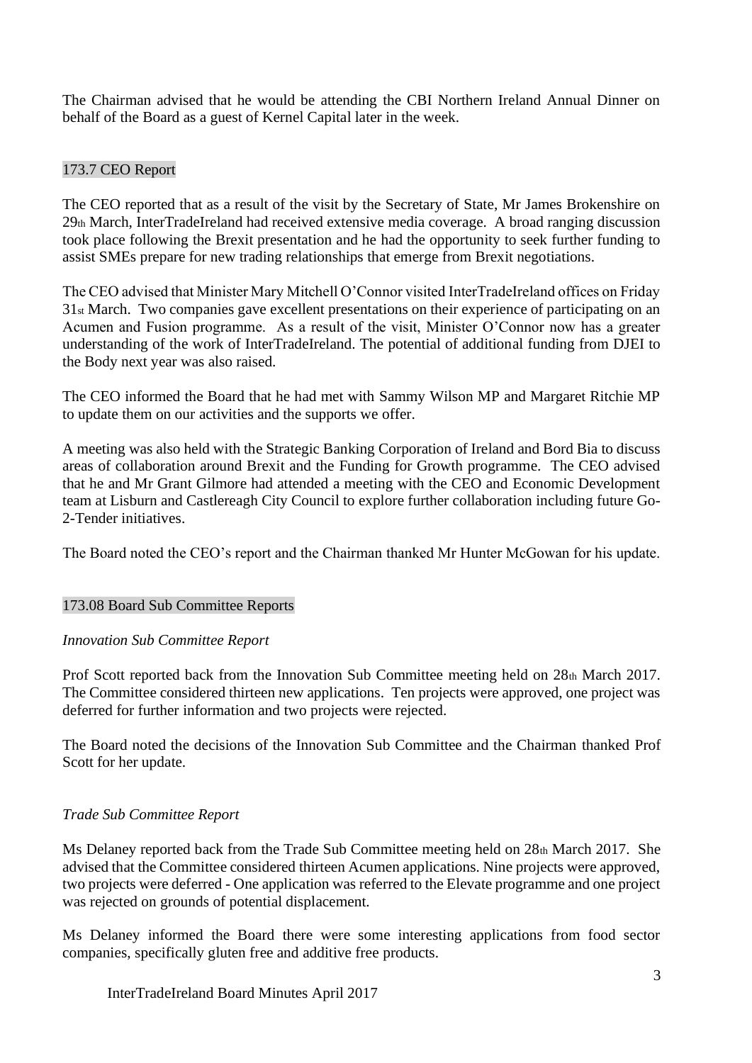The Chairman advised that he would be attending the CBI Northern Ireland Annual Dinner on behalf of the Board as a guest of Kernel Capital later in the week.

## 173.7 CEO Report

The CEO reported that as a result of the visit by the Secretary of State, Mr James Brokenshire on 29th March, InterTradeIreland had received extensive media coverage. A broad ranging discussion took place following the Brexit presentation and he had the opportunity to seek further funding to assist SMEs prepare for new trading relationships that emerge from Brexit negotiations.

The CEO advised that Minister Mary Mitchell O'Connor visited InterTradeIreland offices on Friday 31st March. Two companies gave excellent presentations on their experience of participating on an Acumen and Fusion programme. As a result of the visit, Minister O'Connor now has a greater understanding of the work of InterTradeIreland. The potential of additional funding from DJEI to the Body next year was also raised.

The CEO informed the Board that he had met with Sammy Wilson MP and Margaret Ritchie MP to update them on our activities and the supports we offer.

A meeting was also held with the Strategic Banking Corporation of Ireland and Bord Bia to discuss areas of collaboration around Brexit and the Funding for Growth programme. The CEO advised that he and Mr Grant Gilmore had attended a meeting with the CEO and Economic Development team at Lisburn and Castlereagh City Council to explore further collaboration including future Go-2-Tender initiatives.

The Board noted the CEO's report and the Chairman thanked Mr Hunter McGowan for his update.

## 173.08 Board Sub Committee Reports

*Innovation Sub Committee Report*

Prof Scott reported back from the Innovation Sub Committee meeting held on 28th March 2017. The Committee considered thirteen new applications. Ten projects were approved, one project was deferred for further information and two projects were rejected.

The Board noted the decisions of the Innovation Sub Committee and the Chairman thanked Prof Scott for her update.

*Trade Sub Committee Report*

Ms Delaney reported back from the Trade Sub Committee meeting held on 28th March 2017. She advised that the Committee considered thirteen Acumen applications. Nine projects were approved, two projects were deferred - One application was referred to the Elevate programme and one project was rejected on grounds of potential displacement.

Ms Delaney informed the Board there were some interesting applications from food sector companies, specifically gluten free and additive free products.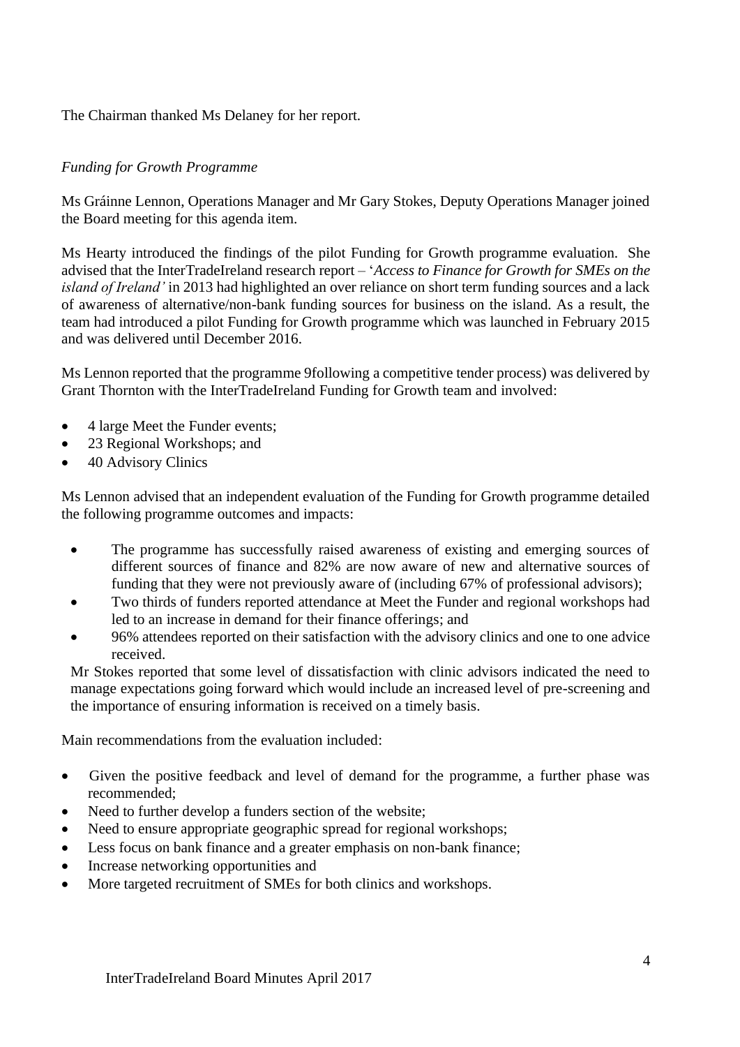The Chairman thanked Ms Delaney for her report.

*Funding for Growth Programme*

Ms Gráinne Lennon, Operations Manager and Mr Gary Stokes, Deputy Operations Manager joined the Board meeting for this agenda item.

Ms Hearty introduced the findings of the pilot Funding for Growth programme evaluation. She advised that the InterTradeIreland research report – '*Access to Finance for Growth for SMEs on the island of Ireland'* in 2013 had highlighted an over reliance on short term funding sources and a lack of awareness of alternative/non-bank funding sources for business on the island. As a result, the team had introduced a pilot Funding for Growth programme which was launched in February 2015 and was delivered until December 2016.

Ms Lennon reported that the programme 9following a competitive tender process) was delivered by Grant Thornton with the InterTradeIreland Funding for Growth team and involved:

- 4 large Meet the Funder events;
- 23 Regional Workshops; and
- 40 Advisory Clinics

Ms Lennon advised that an independent evaluation of the Funding for Growth programme detailed the following programme outcomes and impacts:

- The programme has successfully raised awareness of existing and emerging sources of different sources of finance and 82% are now aware of new and alternative sources of funding that they were not previously aware of (including 67% of professional advisors);
- Two thirds of funders reported attendance at Meet the Funder and regional workshops had led to an increase in demand for their finance offerings; and
- 96% attendees reported on their satisfaction with the advisory clinics and one to one advice received.

Mr Stokes reported that some level of dissatisfaction with clinic advisors indicated the need to manage expectations going forward which would include an increased level of pre-screening and the importance of ensuring information is received on a timely basis.

Main recommendations from the evaluation included:

- Given the positive feedback and level of demand for the programme, a further phase was recommended;
- Need to further develop a funders section of the website;
- Need to ensure appropriate geographic spread for regional workshops;
- Less focus on bank finance and a greater emphasis on non-bank finance;
- Increase networking opportunities and
- More targeted recruitment of SMEs for both clinics and workshops.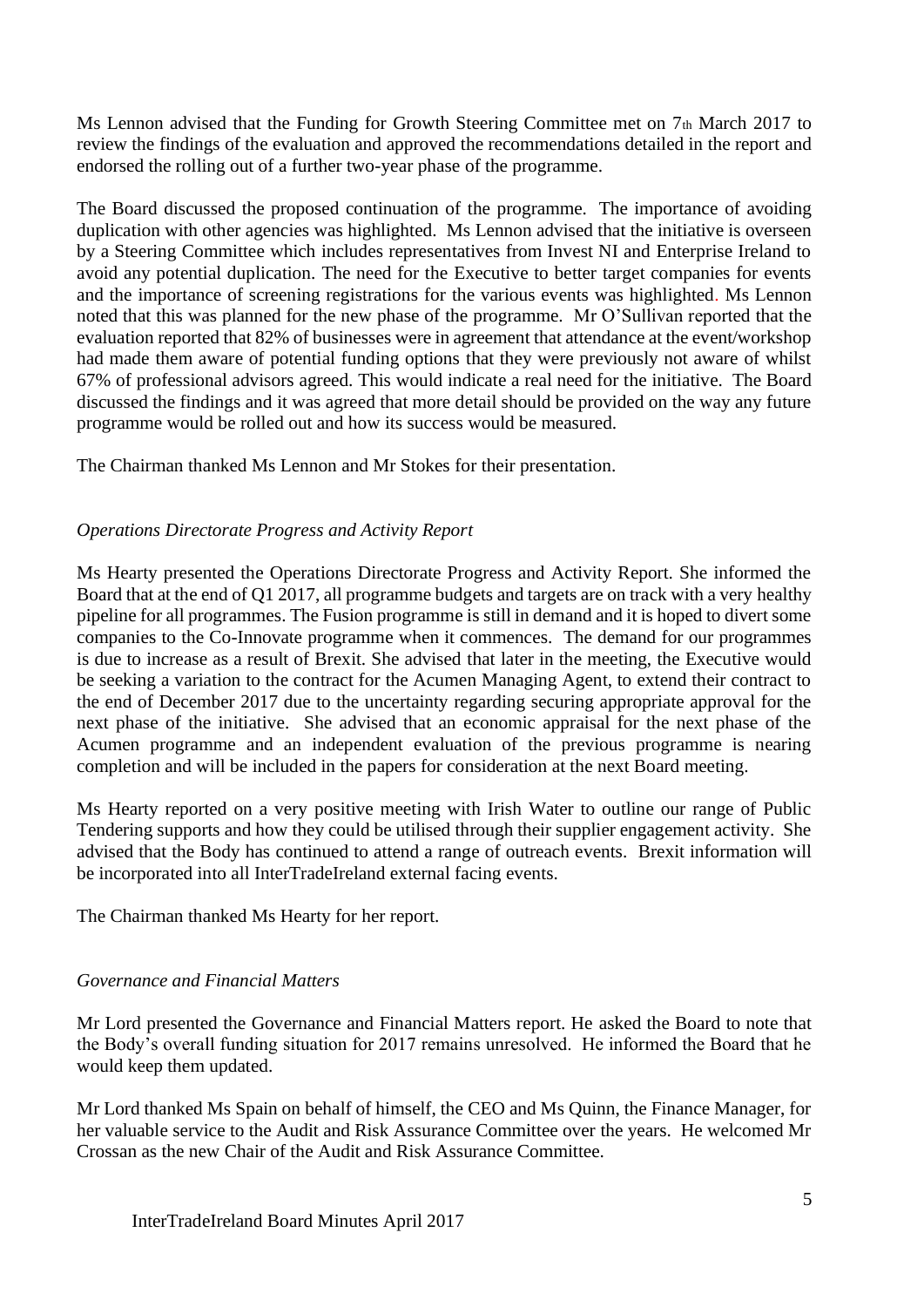Ms Lennon advised that the Funding for Growth Steering Committee met on 7th March 2017 to review the findings of the evaluation and approved the recommendations detailed in the report and endorsed the rolling out of a further two-year phase of the programme.

The Board discussed the proposed continuation of the programme. The importance of avoiding duplication with other agencies was highlighted. Ms Lennon advised that the initiative is overseen by a Steering Committee which includes representatives from Invest NI and Enterprise Ireland to avoid any potential duplication. The need for the Executive to better target companies for events and the importance of screening registrations for the various events was highlighted. Ms Lennon noted that this was planned for the new phase of the programme. Mr O'Sullivan reported that the evaluation reported that 82% of businesses were in agreement that attendance at the event/workshop had made them aware of potential funding options that they were previously not aware of whilst 67% of professional advisors agreed. This would indicate a real need for the initiative. The Board discussed the findings and it was agreed that more detail should be provided on the way any future programme would be rolled out and how its success would be measured.

The Chairman thanked Ms Lennon and Mr Stokes for their presentation.

*Operations Directorate Progress and Activity Report*

Ms Hearty presented the Operations Directorate Progress and Activity Report. She informed the Board that at the end of Q1 2017, all programme budgets and targets are on track with a very healthy pipeline for all programmes. The Fusion programme is still in demand and it is hoped to divert some companies to the Co-Innovate programme when it commences. The demand for our programmes is due to increase as a result of Brexit. She advised that later in the meeting, the Executive would be seeking a variation to the contract for the Acumen Managing Agent, to extend their contract to the end of December 2017 due to the uncertainty regarding securing appropriate approval for the next phase of the initiative. She advised that an economic appraisal for the next phase of the Acumen programme and an independent evaluation of the previous programme is nearing completion and will be included in the papers for consideration at the next Board meeting.

Ms Hearty reported on a very positive meeting with Irish Water to outline our range of Public Tendering supports and how they could be utilised through their supplier engagement activity. She advised that the Body has continued to attend a range of outreach events. Brexit information will be incorporated into all InterTradeIreland external facing events.

The Chairman thanked Ms Hearty for her report.

*Governance and Financial Matters*

Mr Lord presented the Governance and Financial Matters report. He asked the Board to note that the Body's overall funding situation for 2017 remains unresolved. He informed the Board that he would keep them updated.

Mr Lord thanked Ms Spain on behalf of himself, the CEO and Ms Quinn, the Finance Manager, for her valuable service to the Audit and Risk Assurance Committee over the years. He welcomed Mr Crossan as the new Chair of the Audit and Risk Assurance Committee.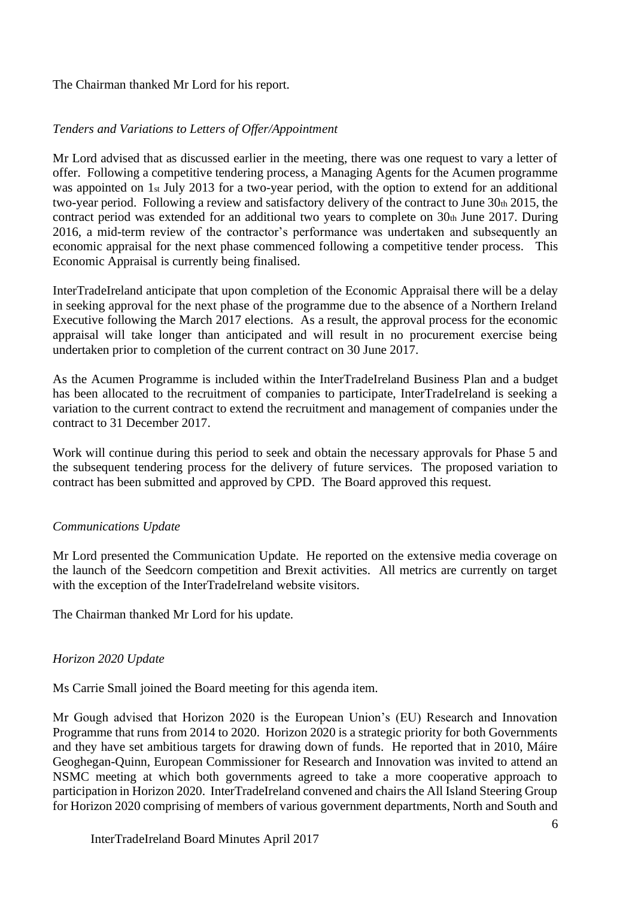The Chairman thanked Mr Lord for his report.

*Tenders and Variations to Letters of Offer/Appointment*

Mr Lord advised that as discussed earlier in the meeting, there was one request to vary a letter of offer. Following a competitive tendering process, a Managing Agents for the Acumen programme was appointed on 1st July 2013 for a two-year period, with the option to extend for an additional two-year period. Following a review and satisfactory delivery of the contract to June 30th 2015, the contract period was extended for an additional two years to complete on 30th June 2017. During 2016, a mid-term review of the contractor's performance was undertaken and subsequently an economic appraisal for the next phase commenced following a competitive tender process. This Economic Appraisal is currently being finalised.

InterTradeIreland anticipate that upon completion of the Economic Appraisal there will be a delay in seeking approval for the next phase of the programme due to the absence of a Northern Ireland Executive following the March 2017 elections. As a result, the approval process for the economic appraisal will take longer than anticipated and will result in no procurement exercise being undertaken prior to completion of the current contract on 30 June 2017.

As the Acumen Programme is included within the InterTradeIreland Business Plan and a budget has been allocated to the recruitment of companies to participate, InterTradeIreland is seeking a variation to the current contract to extend the recruitment and management of companies under the contract to 31 December 2017.

Work will continue during this period to seek and obtain the necessary approvals for Phase 5 and the subsequent tendering process for the delivery of future services. The proposed variation to contract has been submitted and approved by CPD. The Board approved this request.

*Communications Update*

Mr Lord presented the Communication Update. He reported on the extensive media coverage on the launch of the Seedcorn competition and Brexit activities. All metrics are currently on target with the exception of the InterTradeIreland website visitors.

The Chairman thanked Mr Lord for his update.

*Horizon 2020 Update*

Ms Carrie Small joined the Board meeting for this agenda item.

Mr Gough advised that Horizon 2020 is the European Union's (EU) Research and Innovation Programme that runs from 2014 to 2020. Horizon 2020 is a strategic priority for both Governments and they have set ambitious targets for drawing down of funds. He reported that in 2010, Máire Geoghegan-Quinn, European Commissioner for Research and Innovation was invited to attend an NSMC meeting at which both governments agreed to take a more cooperative approach to participation in Horizon 2020. InterTradeIreland convened and chairs the All Island Steering Group for Horizon 2020 comprising of members of various government departments, North and South and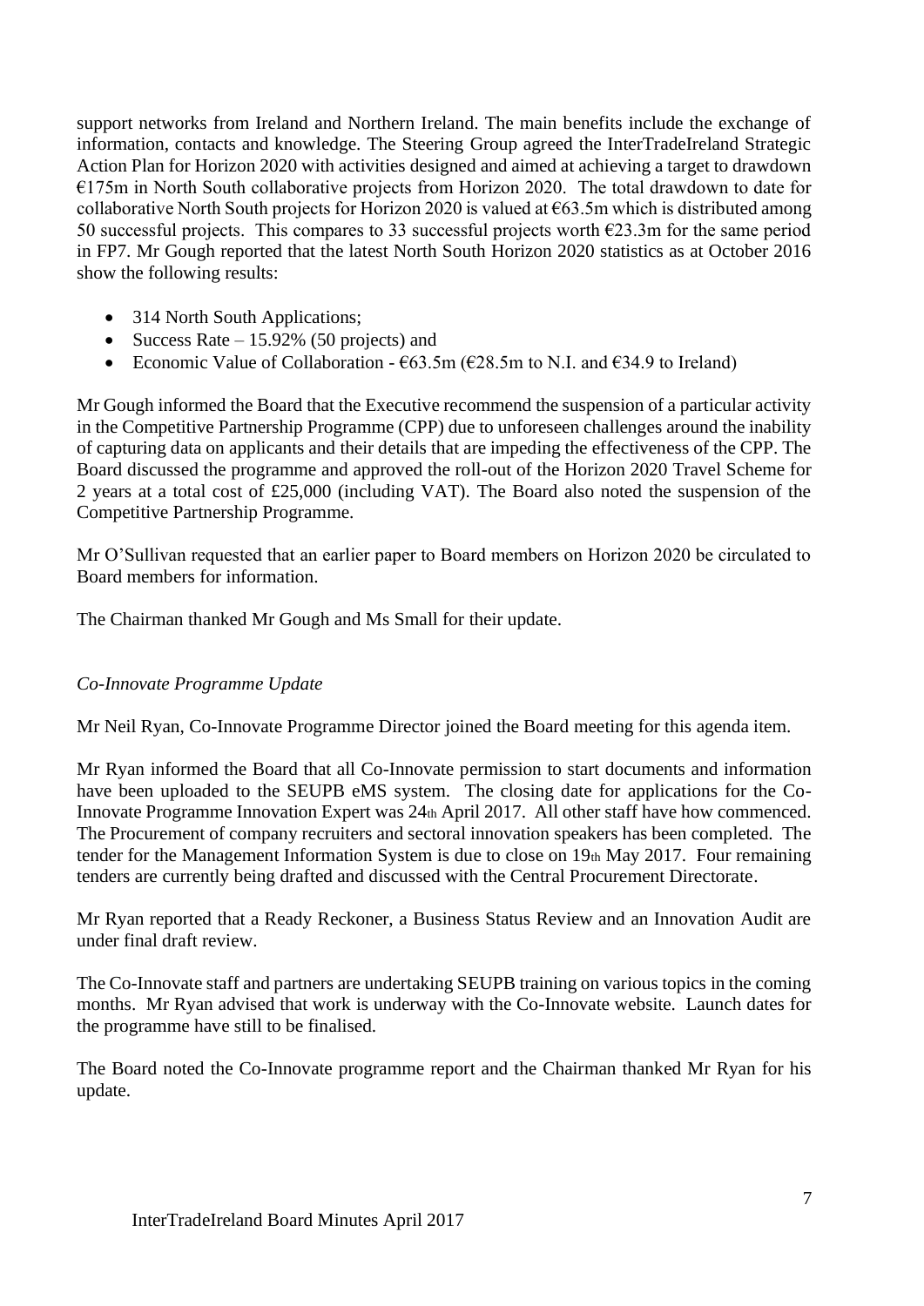support networks from Ireland and Northern Ireland. The main benefits include the exchange of information, contacts and knowledge. The Steering Group agreed the InterTradeIreland Strategic Action Plan for Horizon 2020 with activities designed and aimed at achieving a target to drawdown €175m in North South collaborative projects from Horizon 2020. The total drawdown to date for collaborative North South projects for Horizon 2020 is valued at €63.5m which is distributed among 50 successful projects. This compares to 33 successful projects worth €23.3m for the same period in FP7. Mr Gough reported that the latest North South Horizon 2020 statistics as at October 2016 show the following results:

- 314 North South Applications;
- Success Rate – 15.92% (50 projects) and
- Economic Value of Collaboration - €63.5m (€28.5m to N.I. and €34.9 to Ireland)

Mr Gough informed the Board that the Executive recommend the suspension of a particular activity in the Competitive Partnership Programme (CPP) due to unforeseen challenges around the inability of capturing data on applicants and their details that are impeding the effectiveness of the CPP. The Board discussed the programme and approved the roll-out of the Horizon 2020 Travel Scheme for 2 years at a total cost of £25,000 (including VAT). The Board also noted the suspension of the Competitive Partnership Programme.

Mr O'Sullivan requested that an earlier paper to Board members on Horizon 2020 be circulated to Board members for information.

The Chairman thanked Mr Gough and Ms Small for their update.

*Co-Innovate Programme Update*

Mr Neil Ryan, Co-Innovate Programme Director joined the Board meeting for this agenda item.

Mr Ryan informed the Board that all Co-Innovate permission to start documents and information have been uploaded to the SEUPB eMS system. The closing date for applications for the Co-Innovate Programme Innovation Expert was 24th April 2017. All other staff have how commenced. The Procurement of company recruiters and sectoral innovation speakers has been completed. The tender for the Management Information System is due to close on 19th May 2017. Four remaining tenders are currently being drafted and discussed with the Central Procurement Directorate.

Mr Ryan reported that a Ready Reckoner, a Business Status Review and an Innovation Audit are under final draft review.

The Co-Innovate staff and partners are undertaking SEUPB training on various topics in the coming months. Mr Ryan advised that work is underway with the Co-Innovate website. Launch dates for the programme have still to be finalised.

The Board noted the Co-Innovate programme report and the Chairman thanked Mr Ryan for his update.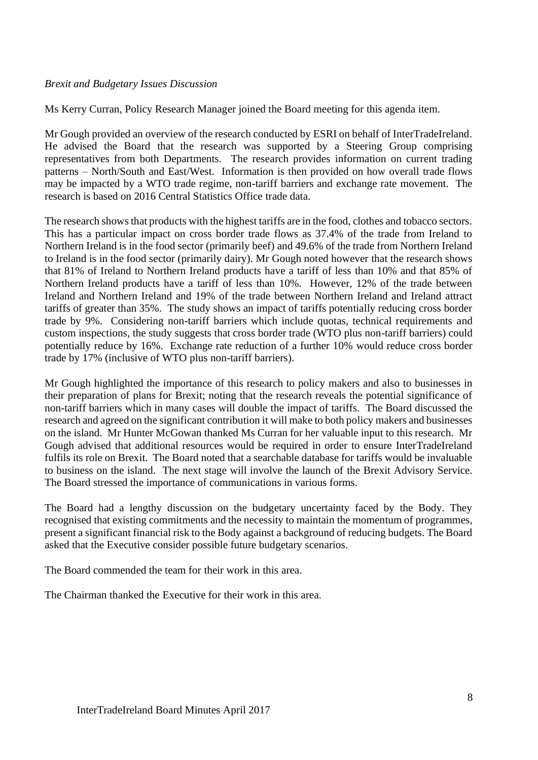*Brexit and Budgetary Issues Discussion*

Ms Kerry Curran, Policy Research Manager joined the Board meeting for this agenda item.

Mr Gough provided an overview of the research conducted by ESRI on behalf of InterTradeIreland. He advised the Board that the research was supported by a Steering Group comprising representatives from both Departments. The research provides information on current trading patterns – North/South and East/West. Information is then provided on how overall trade flows may be impacted by a WTO trade regime, non-tariff barriers and exchange rate movement. The research is based on 2016 Central Statistics Office trade data.

The research shows that products with the highest tariffs are in the food, clothes and tobacco sectors. This has a particular impact on cross border trade flows as 37.4% of the trade from Ireland to Northern Ireland is in the food sector (primarily beef) and 49.6% of the trade from Northern Ireland to Ireland is in the food sector (primarily dairy). Mr Gough noted however that the research shows that 81% of Ireland to Northern Ireland products have a tariff of less than 10% and that 85% of Northern Ireland products have a tariff of less than 10%. However, 12% of the trade between Ireland and Northern Ireland and 19% of the trade between Northern Ireland and Ireland attract tariffs of greater than 35%. The study shows an impact of tariffs potentially reducing cross border trade by 9%. Considering non-tariff barriers which include quotas, technical requirements and custom inspections, the study suggests that cross border trade (WTO plus non-tariff barriers) could potentially reduce by 16%. Exchange rate reduction of a further 10% would reduce cross border trade by 17% (inclusive of WTO plus non-tariff barriers).

Mr Gough highlighted the importance of this research to policy makers and also to businesses in their preparation of plans for Brexit; noting that the research reveals the potential significance of non-tariff barriers which in many cases will double the impact of tariffs. The Board discussed the research and agreed on the significant contribution it will make to both policy makers and businesses on the island. Mr Hunter McGowan thanked Ms Curran for her valuable input to this research. Mr Gough advised that additional resources would be required in order to ensure InterTradeIreland fulfils its role on Brexit. The Board noted that a searchable database for tariffs would be invaluable to business on the island. The next stage will involve the launch of the Brexit Advisory Service. The Board stressed the importance of communications in various forms.

The Board had a lengthy discussion on the budgetary uncertainty faced by the Body. They recognised that existing commitments and the necessity to maintain the momentum of programmes, present a significant financial risk to the Body against a background of reducing budgets. The Board asked that the Executive consider possible future budgetary scenarios.

The Board commended the team for their work in this area.

The Chairman thanked the Executive for their work in this area.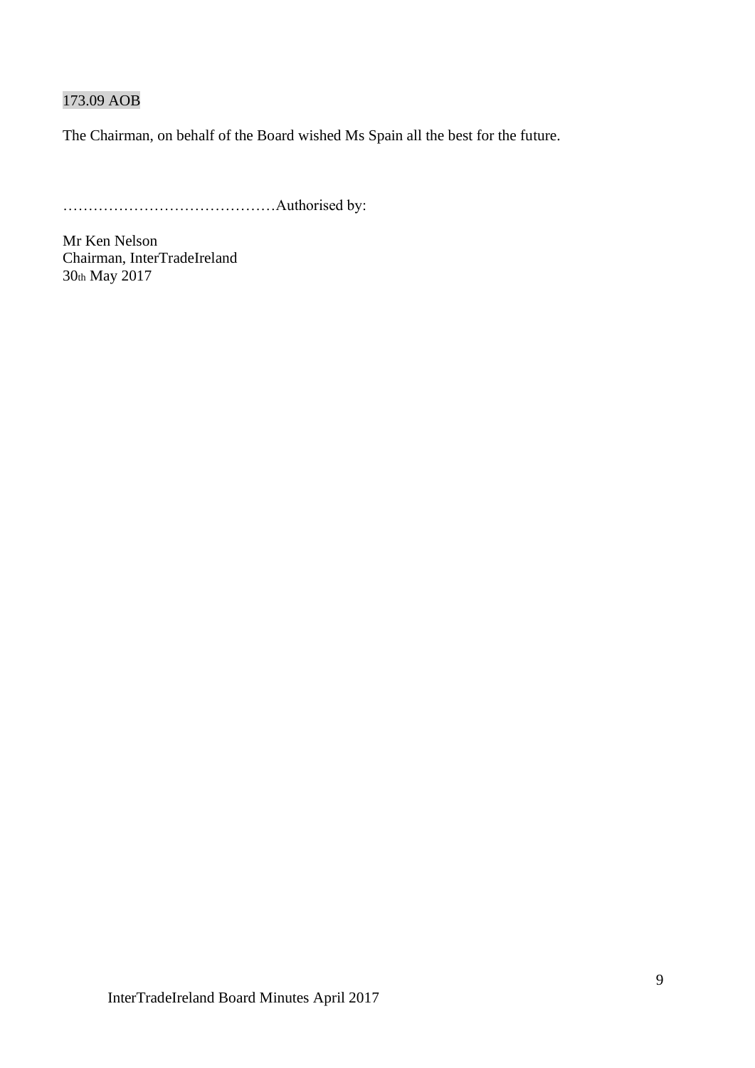173.09 AOB

The Chairman, on behalf of the Board wished Ms Spain all the best for the future.

……………………………………Authorised by:

Mr Ken Nelson
Chairman, InterTradeIreland
30th May 2017